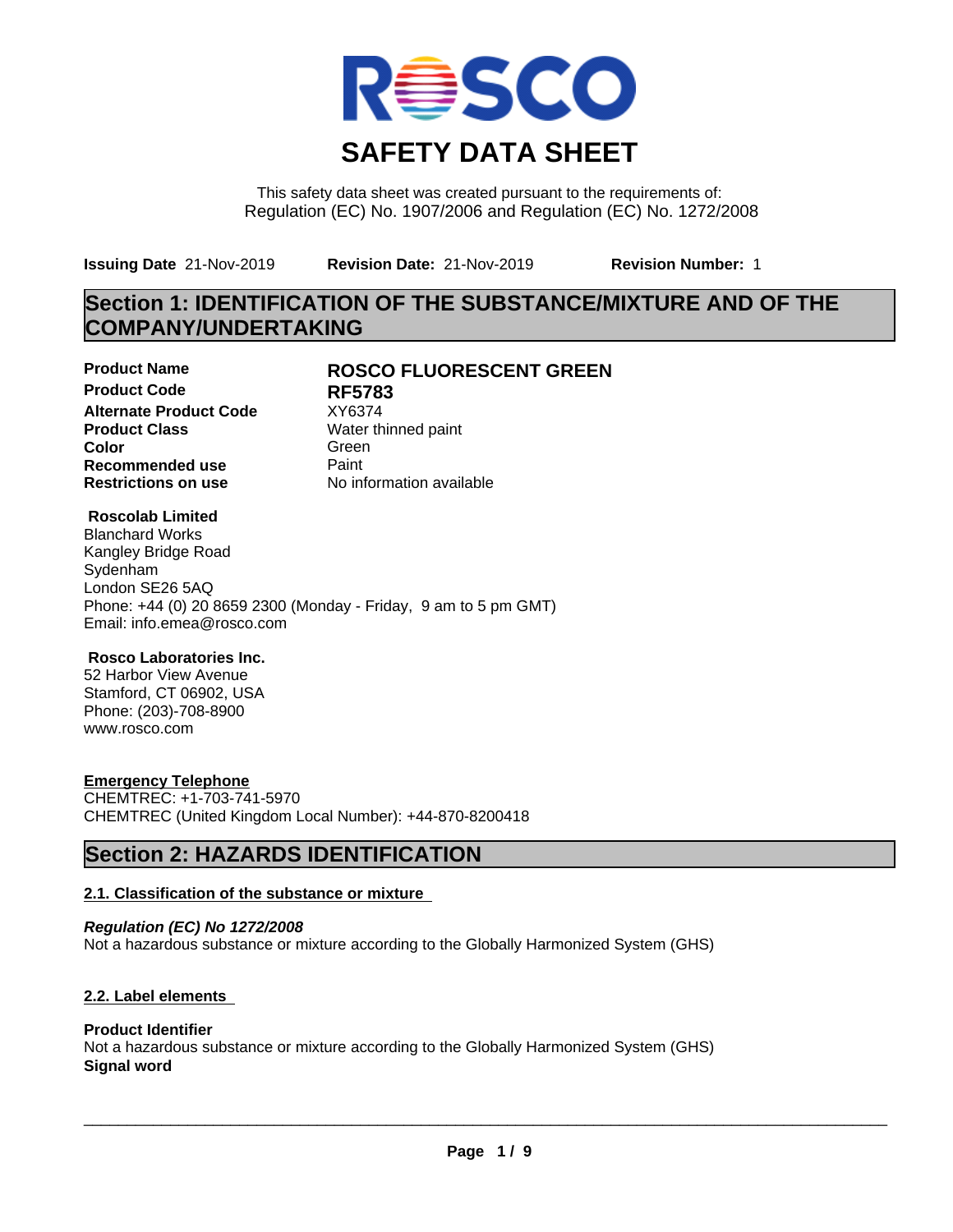# SAFETY DATA SHEET

This safety data sheet was created pursuant to the requirements of:
Regulation (EC) No. 1907/2006 and Regulation (EC) No. 1272/2008

**Issuing Date** 21-Nov-2019 **Revision Date:** 21-Nov-2019 **Revision Number:** 1

## Section 1: IDENTIFICATION OF THE SUBSTANCE/MIXTURE AND OF THE COMPANY/UNDERTAKING

| | |
|---|---|
| **Product Name** | **ROSCO FLUORESCENT GREEN** |
| **Product Code** | **RF5783** |
| **Alternate Product Code** | XY6374 |
| **Product Class** | Water thinned paint |
| **Color** | Green |
| **Recommended use** | Paint |
| **Restrictions on use** | No information available |

**Roscolab Limited**
Blanchard Works
Kangley Bridge Road
Sydenham
London SE26 5AQ
Phone: +44 (0) 20 8659 2300 (Monday - Friday, 9 am to 5 pm GMT)
Email: info.emea@rosco.com

**Rosco Laboratories Inc.**
52 Harbor View Avenue
Stamford, CT 06902, USA
Phone: (203)-708-8900
www.rosco.com

**Emergency Telephone**
CHEMTREC: +1-703-741-5970
CHEMTREC (United Kingdom Local Number): +44-870-8200418

## Section 2: HAZARDS IDENTIFICATION

### 2.1. Classification of the substance or mixture

***Regulation (EC) No 1272/2008***
Not a hazardous substance or mixture according to the Globally Harmonized System (GHS)

### 2.2. Label elements

**Product Identifier**
Not a hazardous substance or mixture according to the Globally Harmonized System (GHS)
**Signal word**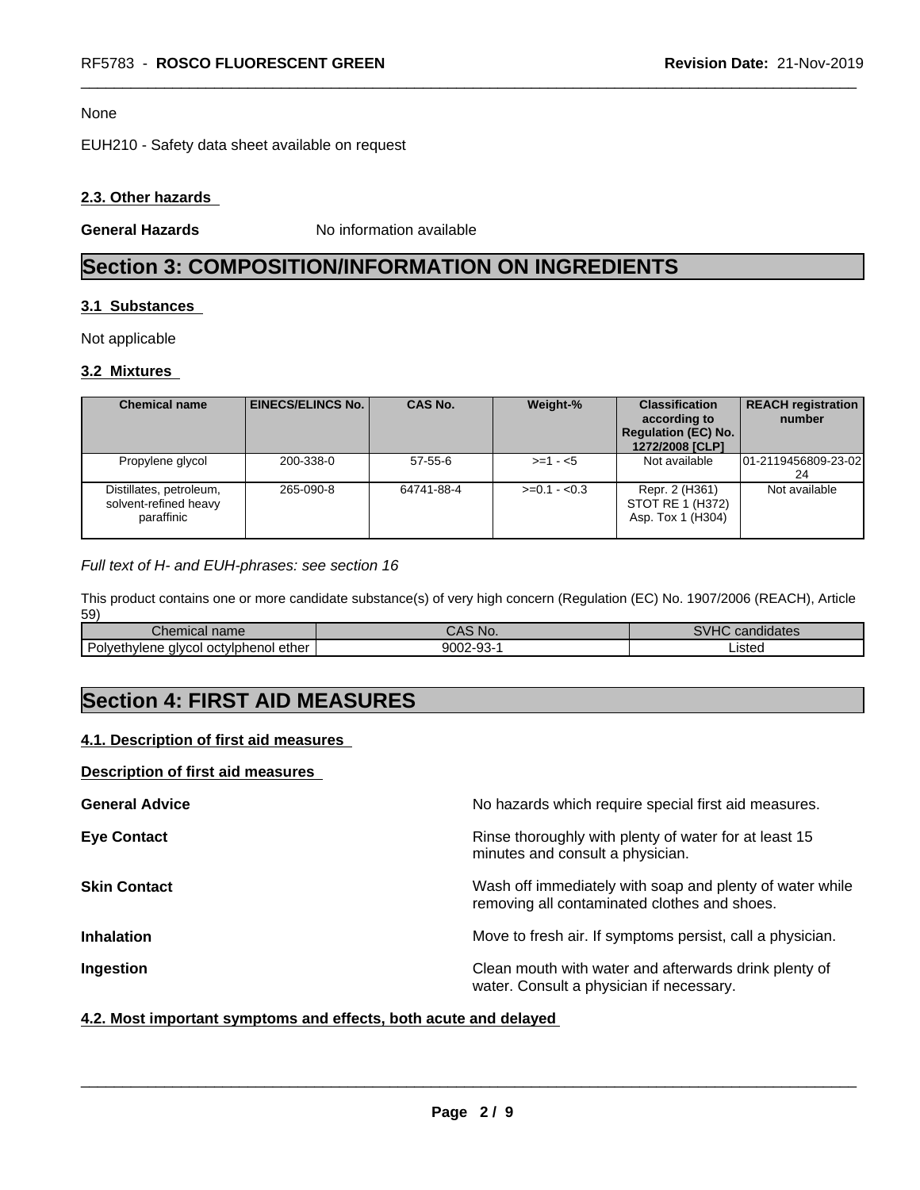None

EUH210 - Safety data sheet available on request

### 2.3. Other hazards

**General Hazards** No information available

# Section 3: COMPOSITION/INFORMATION ON INGREDIENTS

### 3.1 Substances

Not applicable

### 3.2 Mixtures

| Chemical name | EINECS/ELINCS No. | CAS No. | Weight-% | Classification according to Regulation (EC) No. 1272/2008 [CLP] | REACH registration number |
|---|---|---|---|---|---|
| Propylene glycol | 200-338-0 | 57-55-6 | >=1 - <5 | Not available | 01-2119456809-23-0224 |
| Distillates, petroleum, solvent-refined heavy paraffinic | 265-090-8 | 64741-88-4 | >=0.1 - <0.3 | Repr. 2 (H361) STOT RE 1 (H372) Asp. Tox 1 (H304) | Not available |

*Full text of H- and EUH-phrases: see section 16*

This product contains one or more candidate substance(s) of very high concern (Regulation (EC) No. 1907/2006 (REACH), Article 59)

| Chemical name | CAS No. | SVHC candidates |
|---|---|---|
| Polyethylene glycol octylphenol ether | 9002-93-1 | Listed |

# Section 4: FIRST AID MEASURES

### 4.1. Description of first aid measures

**Description of first aid measures**

**General Advice** No hazards which require special first aid measures.

**Eye Contact** Rinse thoroughly with plenty of water for at least 15 minutes and consult a physician.

**Skin Contact** Wash off immediately with soap and plenty of water while removing all contaminated clothes and shoes.

**Inhalation** Move to fresh air. If symptoms persist, call a physician.

**Ingestion** Clean mouth with water and afterwards drink plenty of water. Consult a physician if necessary.

### 4.2. Most important symptoms and effects, both acute and delayed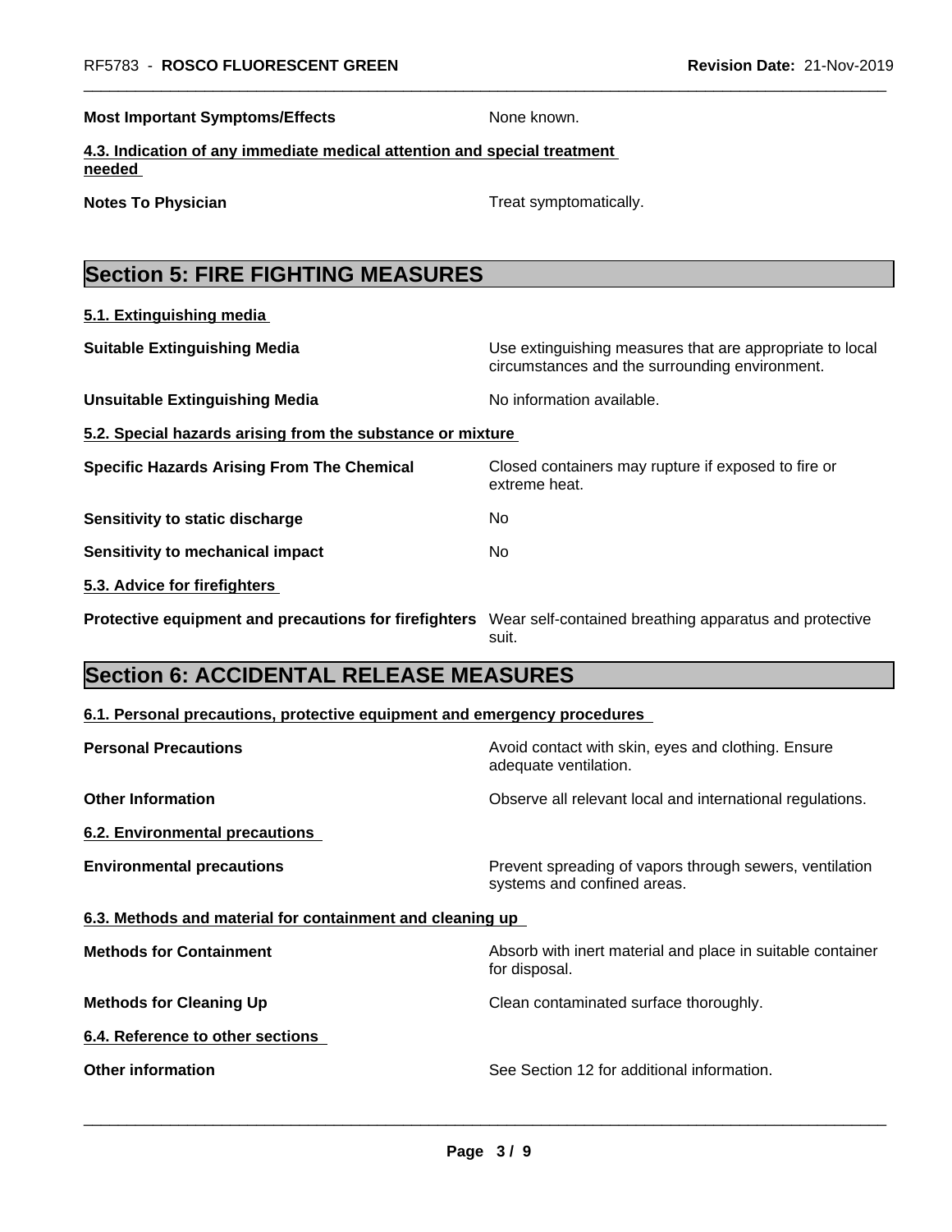**Most Important Symptoms/Effects** None known.

**4.3. Indication of any immediate medical attention and special treatment needed**

**Notes To Physician** Treat symptomatically.

## Section 5: FIRE FIGHTING MEASURES

**5.1. Extinguishing media**

**Suitable Extinguishing Media** Use extinguishing measures that are appropriate to local circumstances and the surrounding environment.

**Unsuitable Extinguishing Media** No information available.

**5.2. Special hazards arising from the substance or mixture**

**Specific Hazards Arising From The Chemical** Closed containers may rupture if exposed to fire or extreme heat.

**Sensitivity to static discharge** No

**Sensitivity to mechanical impact** No

**5.3. Advice for firefighters**

**Protective equipment and precautions for firefighters** Wear self-contained breathing apparatus and protective suit.

## Section 6: ACCIDENTAL RELEASE MEASURES

**6.1. Personal precautions, protective equipment and emergency procedures**

**Personal Precautions** Avoid contact with skin, eyes and clothing. Ensure adequate ventilation.

**Other Information** Observe all relevant local and international regulations.

**6.2. Environmental precautions**

**Environmental precautions** Prevent spreading of vapors through sewers, ventilation systems and confined areas.

**6.3. Methods and material for containment and cleaning up**

**Methods for Containment** Absorb with inert material and place in suitable container for disposal.

**Methods for Cleaning Up** Clean contaminated surface thoroughly.

**6.4. Reference to other sections**

**Other information** See Section 12 for additional information.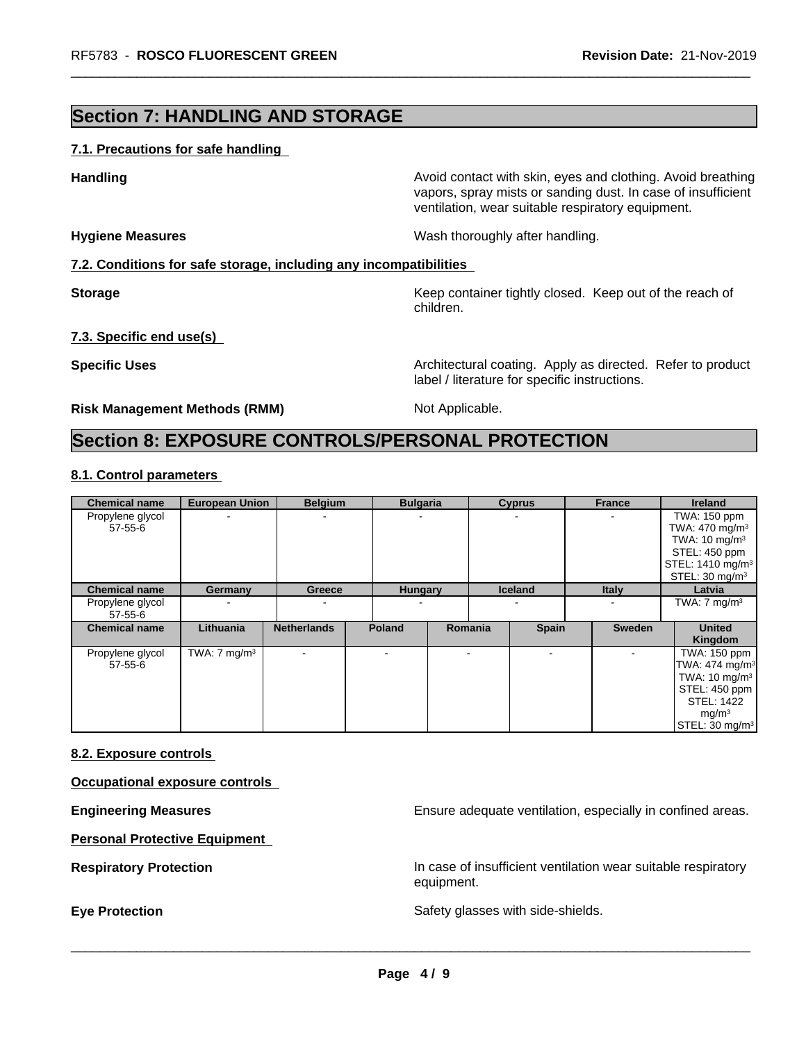## Section 7: HANDLING AND STORAGE

### 7.1. Precautions for safe handling

**Handling** Avoid contact with skin, eyes and clothing. Avoid breathing vapors, spray mists or sanding dust. In case of insufficient ventilation, wear suitable respiratory equipment.

**Hygiene Measures** Wash thoroughly after handling.

### 7.2. Conditions for safe storage, including any incompatibilities

**Storage** Keep container tightly closed. Keep out of the reach of children.

### 7.3. Specific end use(s)

**Specific Uses** Architectural coating. Apply as directed. Refer to product label / literature for specific instructions.

**Risk Management Methods (RMM)** Not Applicable.

## Section 8: EXPOSURE CONTROLS/PERSONAL PROTECTION

### 8.1. Control parameters

| Chemical name | European Union | Belgium | Bulgaria | Cyprus | France | Ireland |
|---|---|---|---|---|---|---|
| Propylene glycol 57-55-6 | - | - | - | - | - | TWA: 150 ppm TWA: 470 mg/m³ TWA: 10 mg/m³ STEL: 450 ppm STEL: 1410 mg/m³ STEL: 30 mg/m³ |

| Chemical name | Germany | Greece | Hungary | Iceland | Italy | Latvia |
|---|---|---|---|---|---|---|
| Propylene glycol 57-55-6 | - | - | - | - | - | TWA: 7 mg/m³ |

| Chemical name | Lithuania | Netherlands | Poland | Romania | Spain | Sweden | United Kingdom |
|---|---|---|---|---|---|---|---|
| Propylene glycol 57-55-6 | TWA: 7 mg/m³ | - | - | - | - | - | TWA: 150 ppm TWA: 474 mg/m³ TWA: 10 mg/m³ STEL: 450 ppm STEL: 1422 mg/m³ STEL: 30 mg/m³ |

### 8.2. Exposure controls

**Occupational exposure controls**

**Engineering Measures** Ensure adequate ventilation, especially in confined areas.

**Personal Protective Equipment**

**Respiratory Protection** In case of insufficient ventilation wear suitable respiratory equipment.

**Eye Protection** Safety glasses with side-shields.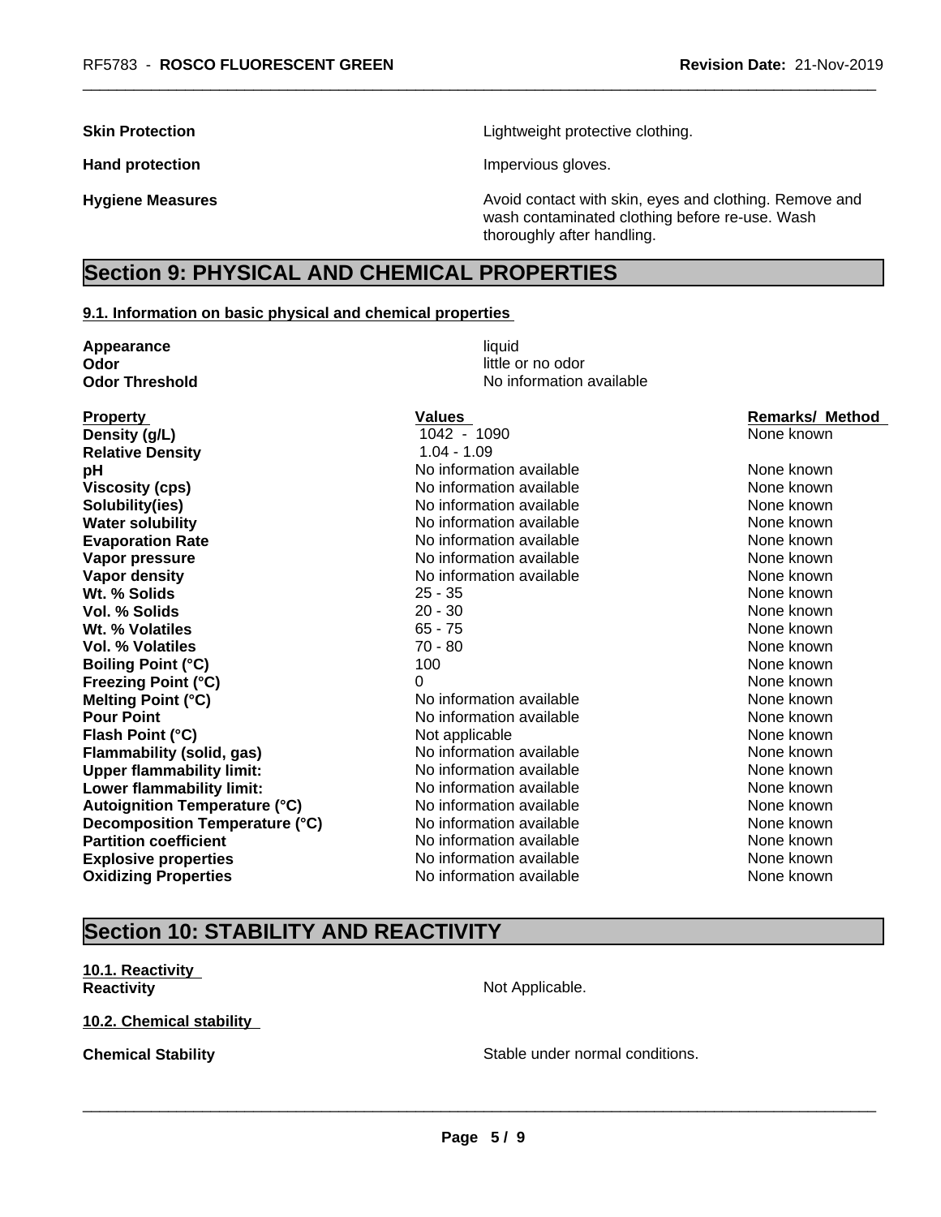**Skin Protection** Lightweight protective clothing.

**Hand protection** Impervious gloves.

**Hygiene Measures** Avoid contact with skin, eyes and clothing. Remove and wash contaminated clothing before re-use. Wash thoroughly after handling.

# Section 9: PHYSICAL AND CHEMICAL PROPERTIES

## 9.1. Information on basic physical and chemical properties

**Appearance** liquid
**Odor** little or no odor
**Odor Threshold** No information available

| Property | Values | Remarks/ Method |
|---|---|---|
| **Density (g/L)** | 1042 - 1090 | None known |
| **Relative Density** | 1.04 - 1.09 | |
| **pH** | No information available | None known |
| **Viscosity (cps)** | No information available | None known |
| **Solubility(ies)** | No information available | None known |
| **Water solubility** | No information available | None known |
| **Evaporation Rate** | No information available | None known |
| **Vapor pressure** | No information available | None known |
| **Vapor density** | No information available | None known |
| **Wt. % Solids** | 25 - 35 | None known |
| **Vol. % Solids** | 20 - 30 | None known |
| **Wt. % Volatiles** | 65 - 75 | None known |
| **Vol. % Volatiles** | 70 - 80 | None known |
| **Boiling Point (°C)** | 100 | None known |
| **Freezing Point (°C)** | 0 | None known |
| **Melting Point (°C)** | No information available | None known |
| **Pour Point** | No information available | None known |
| **Flash Point (°C)** | Not applicable | None known |
| **Flammability (solid, gas)** | No information available | None known |
| **Upper flammability limit:** | No information available | None known |
| **Lower flammability limit:** | No information available | None known |
| **Autoignition Temperature (°C)** | No information available | None known |
| **Decomposition Temperature (°C)** | No information available | None known |
| **Partition coefficient** | No information available | None known |
| **Explosive properties** | No information available | None known |
| **Oxidizing Properties** | No information available | None known |

# Section 10: STABILITY AND REACTIVITY

## 10.1. Reactivity

**Reactivity** Not Applicable.

## 10.2. Chemical stability

**Chemical Stability** Stable under normal conditions.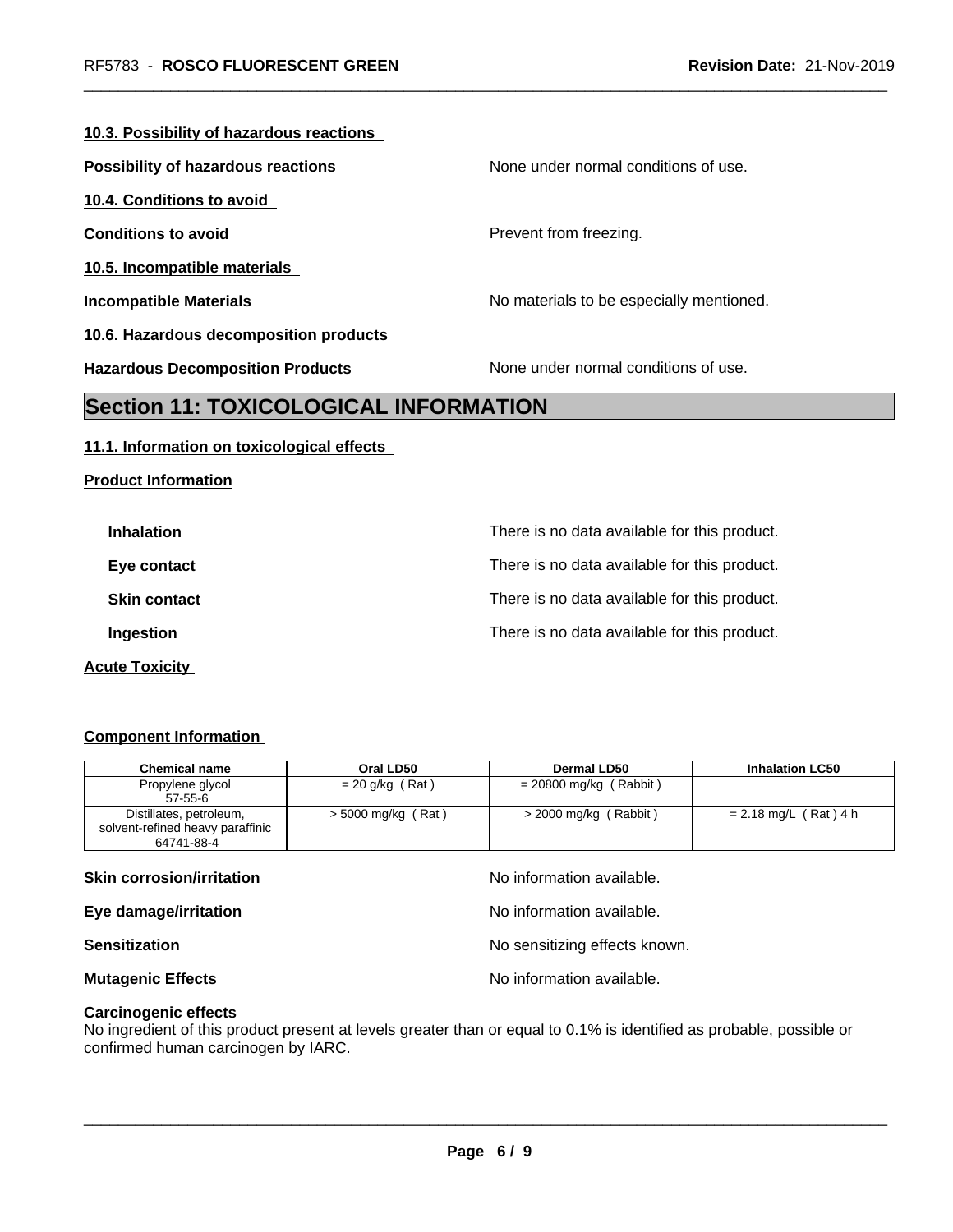**10.3. Possibility of hazardous reactions**

**Possibility of hazardous reactions** None under normal conditions of use.

**10.4. Conditions to avoid**

**Conditions to avoid** Prevent from freezing.

**10.5. Incompatible materials**

**Incompatible Materials** No materials to be especially mentioned.

**10.6. Hazardous decomposition products**

**Hazardous Decomposition Products** None under normal conditions of use.

# Section 11: TOXICOLOGICAL INFORMATION

**11.1. Information on toxicological effects**

**Product Information**

**Inhalation** There is no data available for this product.

**Eye contact** There is no data available for this product.

**Skin contact** There is no data available for this product.

**Ingestion** There is no data available for this product.

**Acute Toxicity**

**Component Information**

| Chemical name | Oral LD50 | Dermal LD50 | Inhalation LC50 |
|---|---|---|---|
| Propylene glycol<br>57-55-6 | = 20 g/kg ( Rat ) | = 20800 mg/kg ( Rabbit ) | |
| Distillates, petroleum, solvent-refined heavy paraffinic<br>64741-88-4 | > 5000 mg/kg ( Rat ) | > 2000 mg/kg ( Rabbit ) | = 2.18 mg/L ( Rat ) 4 h |

**Skin corrosion/irritation** No information available.

**Eye damage/irritation** No information available.

**Sensitization** No sensitizing effects known.

**Mutagenic Effects** No information available.

**Carcinogenic effects**
No ingredient of this product present at levels greater than or equal to 0.1% is identified as probable, possible or confirmed human carcinogen by IARC.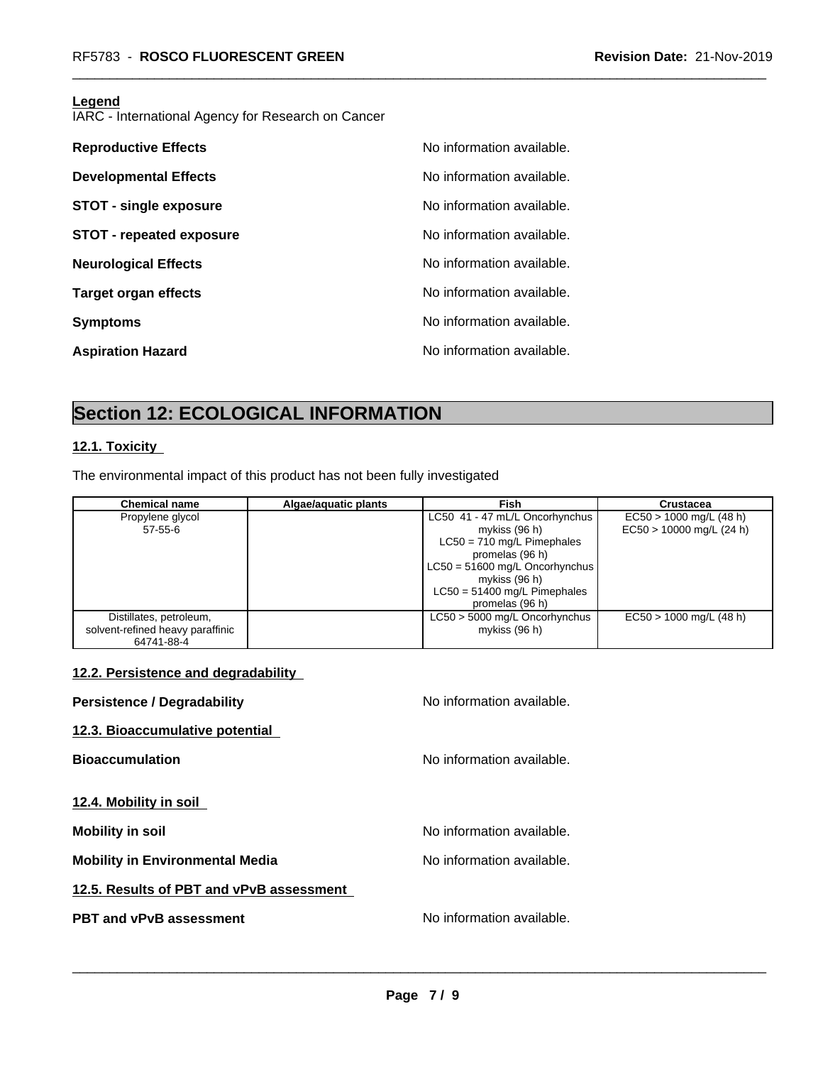**Legend**
IARC - International Agency for Research on Cancer

**Reproductive Effects** No information available.

**Developmental Effects** No information available.

**STOT - single exposure** No information available.

**STOT - repeated exposure** No information available.

**Neurological Effects** No information available.

**Target organ effects** No information available.

**Symptoms** No information available.

**Aspiration Hazard** No information available.

# Section 12: ECOLOGICAL INFORMATION

## 12.1. Toxicity

The environmental impact of this product has not been fully investigated

| Chemical name | Algae/aquatic plants | Fish | Crustacea |
|---|---|---|---|
| Propylene glycol<br>57-55-6 | | LC50 41 - 47 mL/L Oncorhynchus mykiss (96 h)<br>LC50 = 710 mg/L Pimephales promelas (96 h)<br>LC50 = 51600 mg/L Oncorhynchus mykiss (96 h)<br>LC50 = 51400 mg/L Pimephales promelas (96 h) | EC50 > 1000 mg/L (48 h)<br>EC50 > 10000 mg/L (24 h) |
| Distillates, petroleum, solvent-refined heavy paraffinic<br>64741-88-4 | | LC50 > 5000 mg/L Oncorhynchus mykiss (96 h) | EC50 > 1000 mg/L (48 h) |

## 12.2. Persistence and degradability

**Persistence / Degradability** No information available.

## 12.3. Bioaccumulative potential

**Bioaccumulation** No information available.

## 12.4. Mobility in soil

**Mobility in soil** No information available.

**Mobility in Environmental Media** No information available.

## 12.5. Results of PBT and vPvB assessment

**PBT and vPvB assessment** No information available.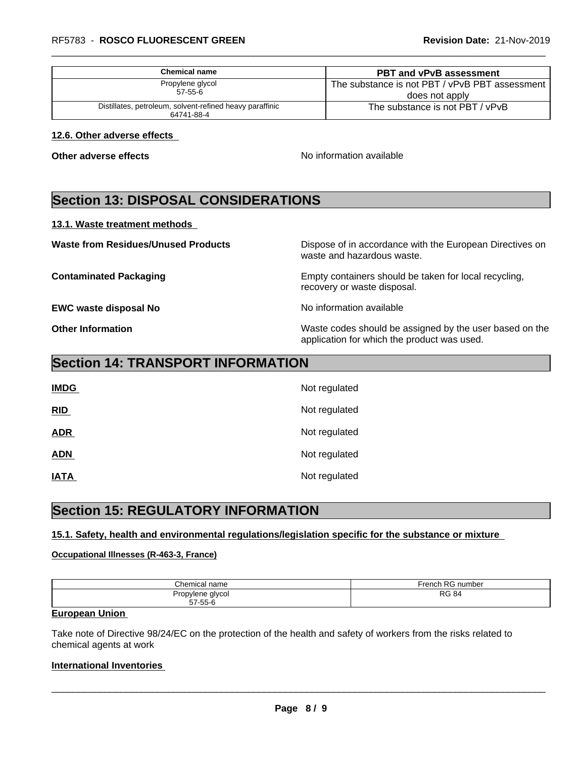| Chemical name | PBT and vPvB assessment |
| --- | --- |
| Propylene glycol<br>57-55-6 | The substance is not PBT / vPvB PBT assessment does not apply |
| Distillates, petroleum, solvent-refined heavy paraffinic<br>64741-88-4 | The substance is not PBT / vPvB |

### 12.6. Other adverse effects

**Other adverse effects** No information available

## Section 13: DISPOSAL CONSIDERATIONS

### 13.1. Waste treatment methods

**Waste from Residues/Unused Products** Dispose of in accordance with the European Directives on waste and hazardous waste.

**Contaminated Packaging** Empty containers should be taken for local recycling, recovery or waste disposal.

**EWC waste disposal No** No information available

**Other Information** Waste codes should be assigned by the user based on the application for which the product was used.

## Section 14: TRANSPORT INFORMATION

**IMDG** Not regulated

**RID** Not regulated

**ADR** Not regulated

**ADN** Not regulated

**IATA** Not regulated

## Section 15: REGULATORY INFORMATION

### 15.1. Safety, health and environmental regulations/legislation specific for the substance or mixture

**Occupational Illnesses (R-463-3, France)**

| Chemical name | French RG number |
| --- | --- |
| Propylene glycol<br>57-55-6 | RG 84 |

**European Union**

Take note of Directive 98/24/EC on the protection of the health and safety of workers from the risks related to chemical agents at work

**International Inventories**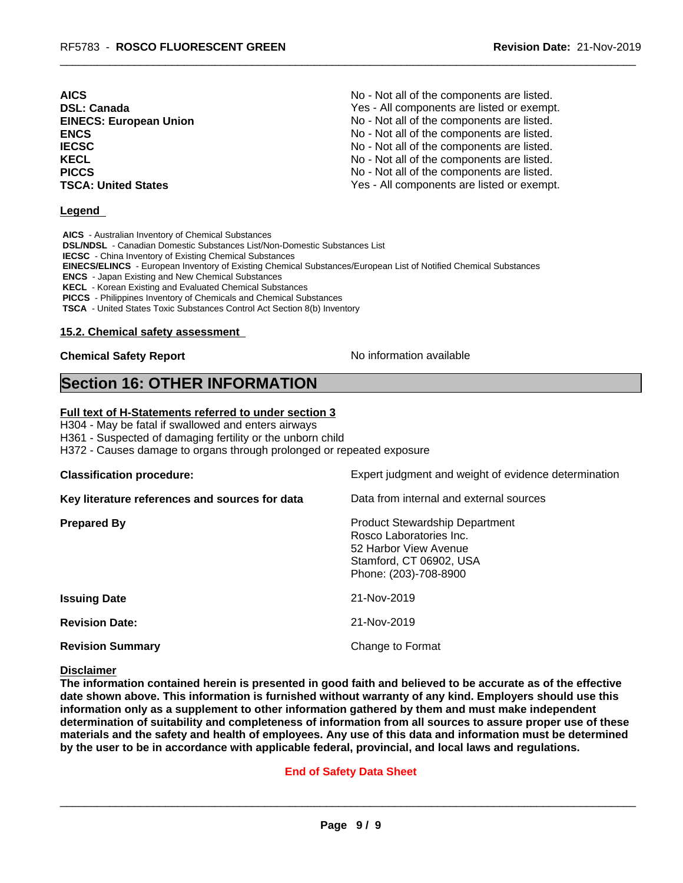| | |
|---|---|
| **AICS** | No - Not all of the components are listed. |
| **DSL: Canada** | Yes - All components are listed or exempt. |
| **EINECS: European Union** | No - Not all of the components are listed. |
| **ENCS** | No - Not all of the components are listed. |
| **IECSC** | No - Not all of the components are listed. |
| **KECL** | No - Not all of the components are listed. |
| **PICCS** | No - Not all of the components are listed. |
| **TSCA: United States** | Yes - All components are listed or exempt. |

**Legend**

**AICS** - Australian Inventory of Chemical Substances
**DSL/NDSL** - Canadian Domestic Substances List/Non-Domestic Substances List
**IECSC** - China Inventory of Existing Chemical Substances
**EINECS/ELINCS** - European Inventory of Existing Chemical Substances/European List of Notified Chemical Substances
**ENCS** - Japan Existing and New Chemical Substances
**KECL** - Korean Existing and Evaluated Chemical Substances
**PICCS** - Philippines Inventory of Chemicals and Chemical Substances
**TSCA** - United States Toxic Substances Control Act Section 8(b) Inventory

### 15.2. Chemical safety assessment

**Chemical Safety Report** No information available

## Section 16: OTHER INFORMATION

**Full text of H-Statements referred to under section 3**

H304 - May be fatal if swallowed and enters airways
H361 - Suspected of damaging fertility or the unborn child
H372 - Causes damage to organs through prolonged or repeated exposure

| | |
|---|---|
| **Classification procedure:** | Expert judgment and weight of evidence determination |
| **Key literature references and sources for data** | Data from internal and external sources |
| **Prepared By** | Product Stewardship Department<br>Rosco Laboratories Inc.<br>52 Harbor View Avenue<br>Stamford, CT 06902, USA<br>Phone: (203)-708-8900 |
| **Issuing Date** | 21-Nov-2019 |
| **Revision Date:** | 21-Nov-2019 |
| **Revision Summary** | Change to Format |

**Disclaimer**

**The information contained herein is presented in good faith and believed to be accurate as of the effective date shown above. This information is furnished without warranty of any kind. Employers should use this information only as a supplement to other information gathered by them and must make independent determination of suitability and completeness of information from all sources to assure proper use of these materials and the safety and health of employees. Any use of this data and information must be determined by the user to be in accordance with applicable federal, provincial, and local laws and regulations.**

**End of Safety Data Sheet**